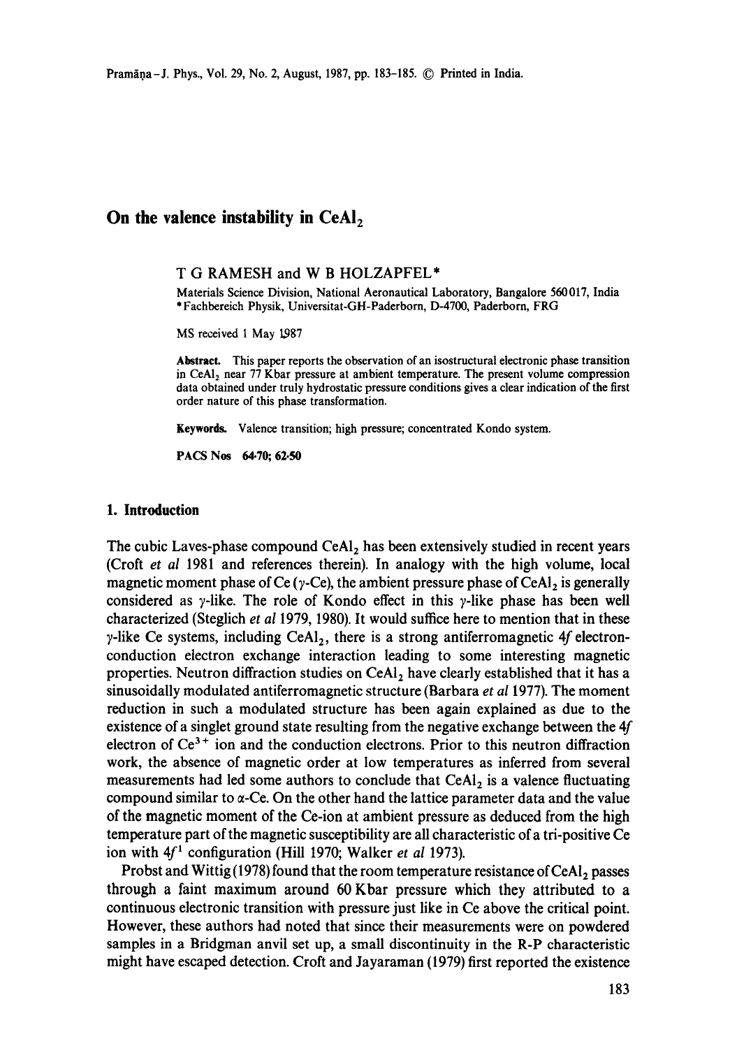# On the valence instability in $CeAl_2$

T G RAMESH and W B HOLZAPFEL*

Materials Science Division, National Aeronautical Laboratory, Bangalore 560017, India
*Fachbereich Physik, Universitat-GH-Paderborn, D-4700, Paderborn, FRG

MS received 1 May 1987

**Abstract.** This paper reports the observation of an isostructural electronic phase transition in $CeAl_2$ near 77 Kbar pressure at ambient temperature. The present volume compression data obtained under truly hydrostatic pressure conditions gives a clear indication of the first order nature of this phase transformation.

**Keywords.** Valence transition; high pressure; concentrated Kondo system.

**PACS Nos** 64·70; 62·50

## 1. Introduction

The cubic Laves-phase compound $CeAl_2$ has been extensively studied in recent years (Croft *et al* 1981 and references therein). In analogy with the high volume, local magnetic moment phase of Ce ($\gamma$-Ce), the ambient pressure phase of $CeAl_2$ is generally considered as $\gamma$-like. The role of Kondo effect in this $\gamma$-like phase has been well characterized (Steglich *et al* 1979, 1980). It would suffice here to mention that in these $\gamma$-like Ce systems, including $CeAl_2$, there is a strong antiferromagnetic 4*f* electron-conduction electron exchange interaction leading to some interesting magnetic properties. Neutron diffraction studies on $CeAl_2$ have clearly established that it has a sinusoidally modulated antiferromagnetic structure (Barbara *et al* 1977). The moment reduction in such a modulated structure has been again explained as due to the existence of a singlet ground state resulting from the negative exchange between the 4*f* electron of $Ce^{3+}$ ion and the conduction electrons. Prior to this neutron diffraction work, the absence of magnetic order at low temperatures as inferred from several measurements had led some authors to conclude that $CeAl_2$ is a valence fluctuating compound similar to $\alpha$-Ce. On the other hand the lattice parameter data and the value of the magnetic moment of the Ce-ion at ambient pressure as deduced from the high temperature part of the magnetic susceptibility are all characteristic of a tri-positive Ce ion with $4f^1$ configuration (Hill 1970; Walker *et al* 1973).

Probst and Wittig (1978) found that the room temperature resistance of $CeAl_2$ passes through a faint maximum around 60 Kbar pressure which they attributed to a continuous electronic transition with pressure just like in Ce above the critical point. However, these authors had noted that since their measurements were on powdered samples in a Bridgman anvil set up, a small discontinuity in the R-P characteristic might have escaped detection. Croft and Jayaraman (1979) first reported the existence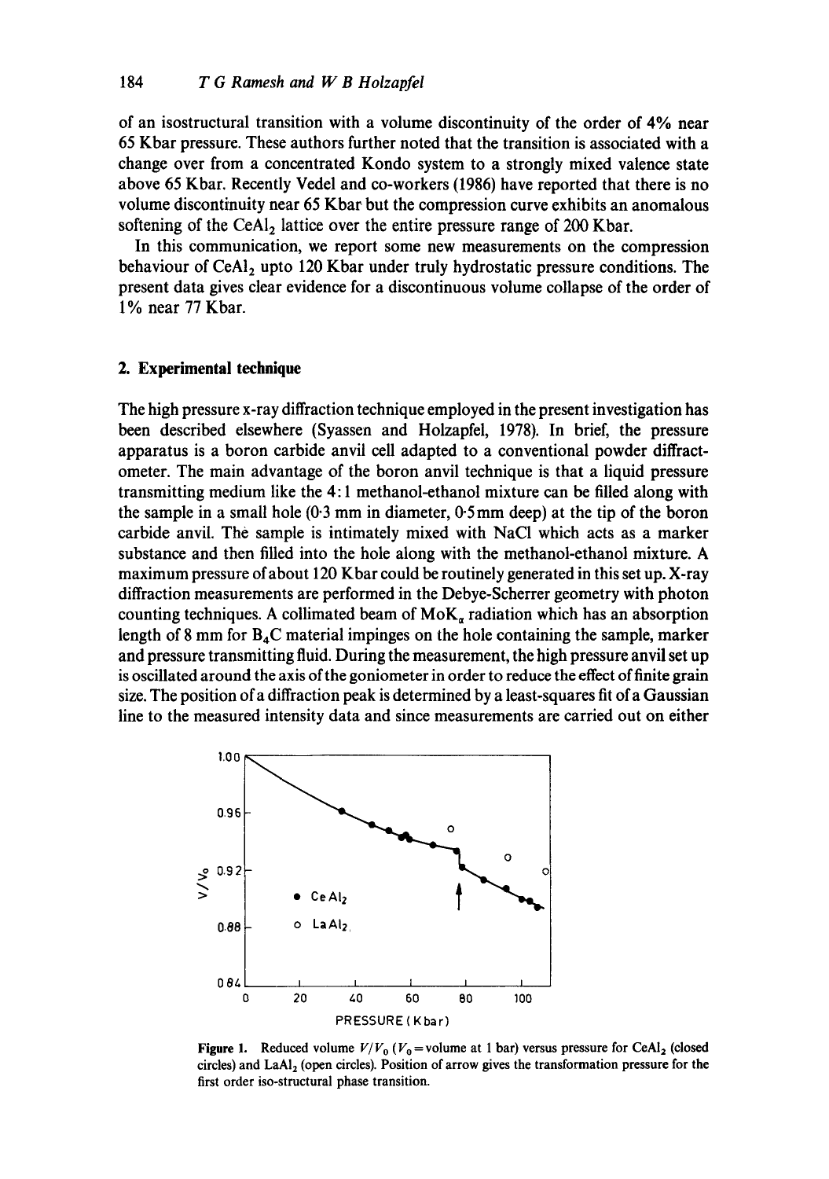of an isostructural transition with a volume discontinuity of the order of 4% near 65 Kbar pressure. These authors further noted that the transition is associated with a change over from a concentrated Kondo system to a strongly mixed valence state above 65 Kbar. Recently Vedel and co-workers (1986) have reported that there is no volume discontinuity near 65 Kbar but the compression curve exhibits an anomalous softening of the $CeAl_2$ lattice over the entire pressure range of 200 Kbar.

In this communication, we report some new measurements on the compression behaviour of $CeAl_2$ upto 120 Kbar under truly hydrostatic pressure conditions. The present data gives clear evidence for a discontinuous volume collapse of the order of 1% near 77 Kbar.

## 2. Experimental technique

The high pressure x-ray diffraction technique employed in the present investigation has been described elsewhere (Syassen and Holzapfel, 1978). In brief, the pressure apparatus is a boron carbide anvil cell adapted to a conventional powder diffractometer. The main advantage of the boron anvil technique is that a liquid pressure transmitting medium like the 4:1 methanol-ethanol mixture can be filled along with the sample in a small hole (0·3 mm in diameter, 0·5 mm deep) at the tip of the boron carbide anvil. The sample is intimately mixed with NaCl which acts as a marker substance and then filled into the hole along with the methanol-ethanol mixture. A maximum pressure of about 120 Kbar could be routinely generated in this set up. X-ray diffraction measurements are performed in the Debye-Scherrer geometry with photon counting techniques. A collimated beam of $MoK_\alpha$ radiation which has an absorption length of 8 mm for $B_4C$ material impinges on the hole containing the sample, marker and pressure transmitting fluid. During the measurement, the high pressure anvil set up is oscillated around the axis of the goniometer in order to reduce the effect of finite grain size. The position of a diffraction peak is determined by a least-squares fit of a Gaussian line to the measured intensity data and since measurements are carried out on either

**Figure 1.** Reduced volume $V/V_0$ ($V_0$ = volume at 1 bar) versus pressure for $CeAl_2$ (closed circles) and $LaAl_2$ (open circles). Position of arrow gives the transformation pressure for the first order iso-structural phase transition.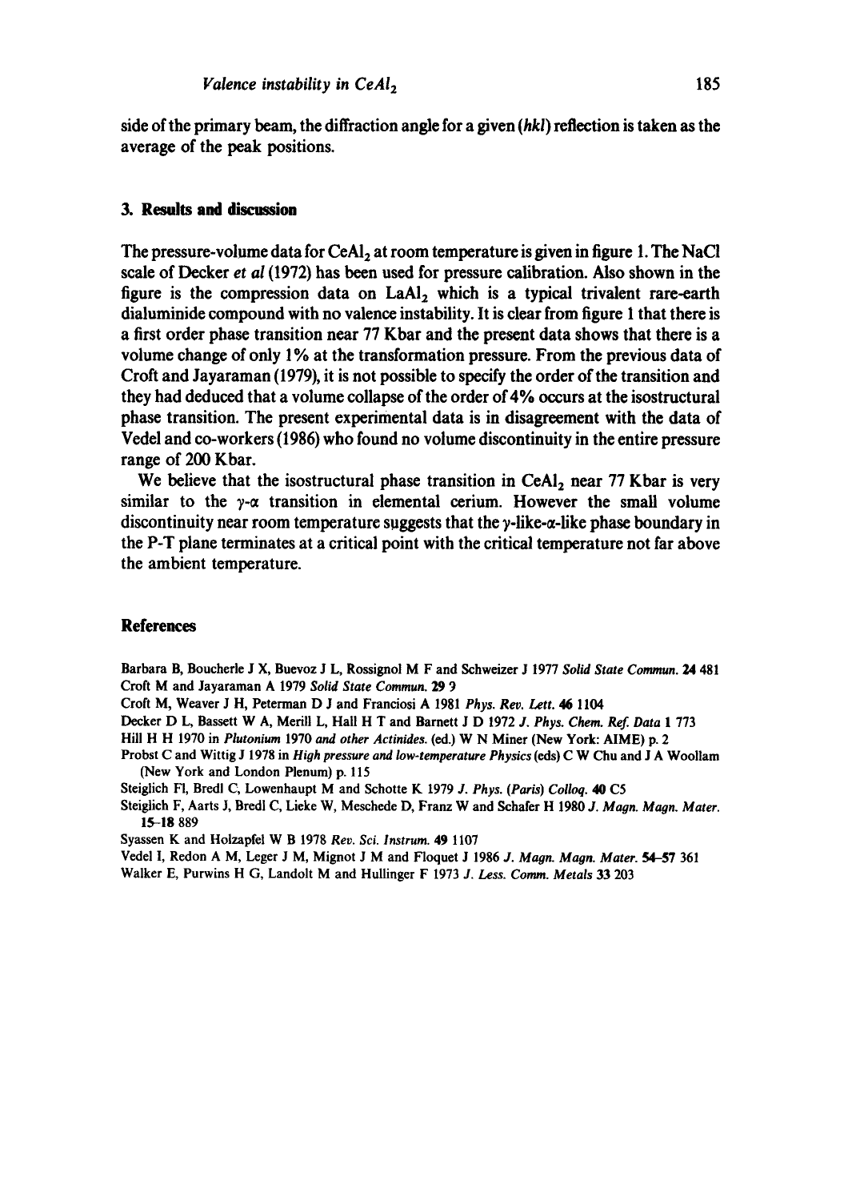side of the primary beam, the diffraction angle for a given (*hkl*) reflection is taken as the average of the peak positions.

## 3. Results and discussion

The pressure-volume data for $CeAl_2$ at room temperature is given in figure 1. The NaCl scale of Decker *et al* (1972) has been used for pressure calibration. Also shown in the figure is the compression data on $LaAl_2$ which is a typical trivalent rare-earth dialuminide compound with no valence instability. It is clear from figure 1 that there is a first order phase transition near 77 Kbar and the present data shows that there is a volume change of only 1% at the transformation pressure. From the previous data of Croft and Jayaraman (1979), it is not possible to specify the order of the transition and they had deduced that a volume collapse of the order of 4% occurs at the isostructural phase transition. The present experimental data is in disagreement with the data of Vedel and co-workers (1986) who found no volume discontinuity in the entire pressure range of 200 Kbar.

We believe that the isostructural phase transition in $CeAl_2$ near 77 Kbar is very similar to the $\gamma$-$\alpha$ transition in elemental cerium. However the small volume discontinuity near room temperature suggests that the $\gamma$-like-$\alpha$-like phase boundary in the P-T plane terminates at a critical point with the critical temperature not far above the ambient temperature.

## References

Barbara B, Boucherle J X, Buevoz J L, Rossignol M F and Schweizer J 1977 *Solid State Commun.* **24** 481

Croft M and Jayaraman A 1979 *Solid State Commun.* **29** 9

Croft M, Weaver J H, Peterman D J and Franciosi A 1981 *Phys. Rev. Lett.* **46** 1104

Decker D L, Bassett W A, Merill L, Hall H T and Barnett J D 1972 *J. Phys. Chem. Ref. Data* **1** 773

Hill H H 1970 in *Plutonium 1970 and other Actinides.* (ed.) W N Miner (New York: AIME) p. 2

Probst C and Wittig J 1978 in *High pressure and low-temperature Physics* (eds) C W Chu and J A Woollam (New York and London Plenum) p. 115

Steiglich Fl, Bredl C, Lowenhaupt M and Schotte K 1979 *J. Phys. (Paris) Colloq.* **40** C5

Steiglich F, Aarts J, Bredl C, Lieke W, Meschede D, Franz W and Schafer H 1980 *J. Magn. Magn. Mater.* **15–18** 889

Syassen K and Holzapfel W B 1978 *Rev. Sci. Instrum.* **49** 1107

Vedel I, Redon A M, Leger J M, Mignot J M and Floquet J 1986 *J. Magn. Magn. Mater.* **54–57** 361

Walker E, Purwins H G, Landolt M and Hullinger F 1973 *J. Less. Comm. Metals* **33** 203